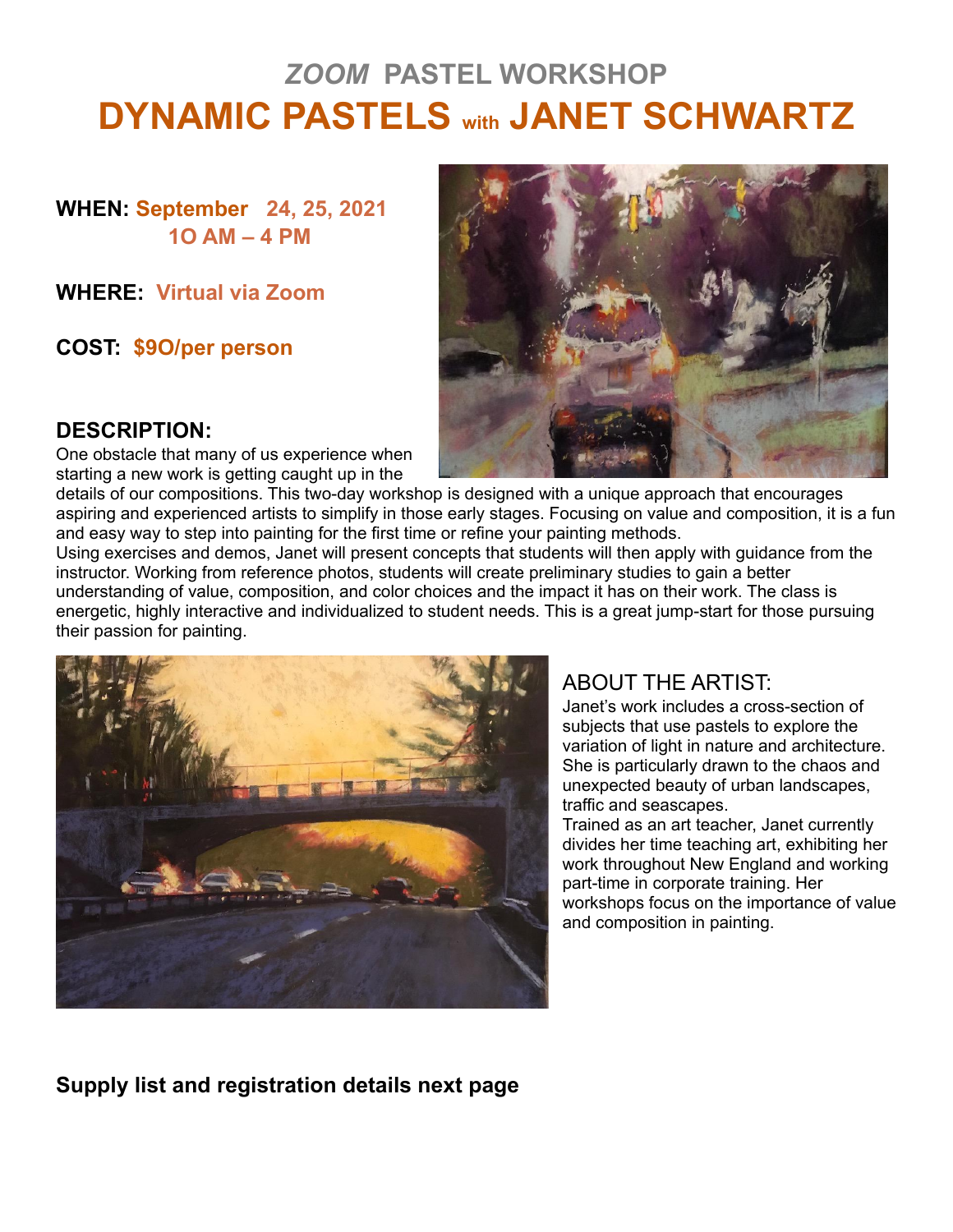## *ZOOM* PASTEL WORKSHOP

# DYNAMIC PASTELS with JANET SCHWARTZ

**WHEN:** **September 24, 25, 2021**
**1O AM – 4 PM**

**WHERE:** **Virtual via Zoom**

**COST:** **$9O/per person**

### DESCRIPTION:

One obstacle that many of us experience when starting a new work is getting caught up in the details of our compositions. This two-day workshop is designed with a unique approach that encourages aspiring and experienced artists to simplify in those early stages. Focusing on value and composition, it is a fun and easy way to step into painting for the first time or refine your painting methods.

Using exercises and demos, Janet will present concepts that students will then apply with guidance from the instructor. Working from reference photos, students will create preliminary studies to gain a better understanding of value, composition, and color choices and the impact it has on their work. The class is energetic, highly interactive and individualized to student needs. This is a great jump-start for those pursuing their passion for painting.

### ABOUT THE ARTIST:

Janet's work includes a cross-section of subjects that use pastels to explore the variation of light in nature and architecture. She is particularly drawn to the chaos and unexpected beauty of urban landscapes, traffic and seascapes.

Trained as an art teacher, Janet currently divides her time teaching art, exhibiting her work throughout New England and working part-time in corporate training. Her workshops focus on the importance of value and composition in painting.

**Supply list and registration details next page**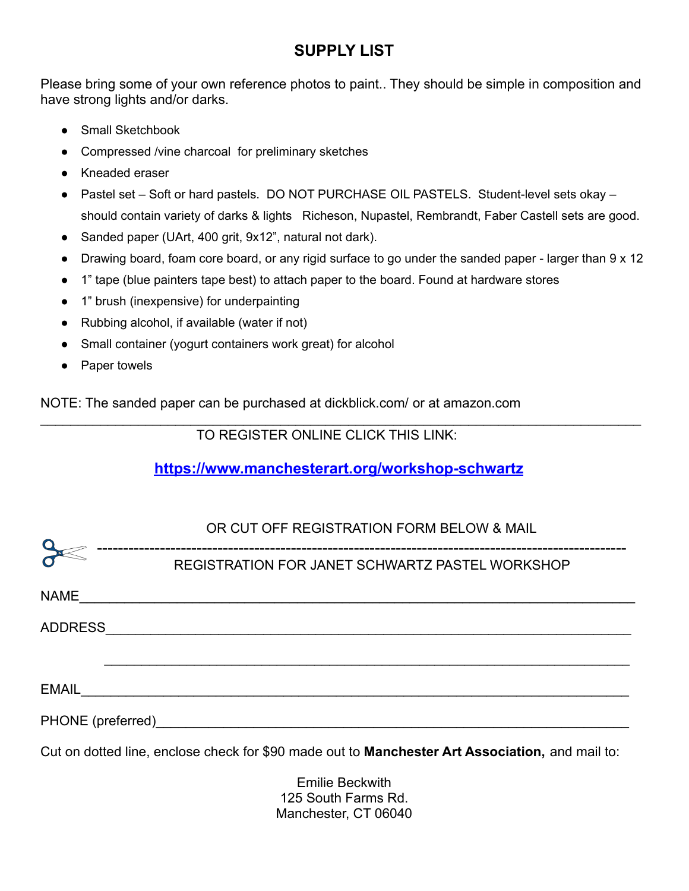## SUPPLY LIST

Please bring some of your own reference photos to paint.. They should be simple in composition and have strong lights and/or darks.

- Small Sketchbook
- Compressed /vine charcoal for preliminary sketches
- Kneaded eraser
- Pastel set – Soft or hard pastels. DO NOT PURCHASE OIL PASTELS. Student-level sets okay – should contain variety of darks & lights Richeson, Nupastel, Rembrandt, Faber Castell sets are good.
- Sanded paper (UArt, 400 grit, 9x12", natural not dark).
- Drawing board, foam core board, or any rigid surface to go under the sanded paper - larger than 9 x 12
- 1" tape (blue painters tape best) to attach paper to the board. Found at hardware stores
- 1" brush (inexpensive) for underpainting
- Rubbing alcohol, if available (water if not)
- Small container (yogurt containers work great) for alcohol
- Paper towels

NOTE: The sanded paper can be purchased at dickblick.com/ or at amazon.com

---

TO REGISTER ONLINE CLICK THIS LINK:

**https://www.manchesterart.org/workshop-schwartz**

OR CUT OFF REGISTRATION FORM BELOW & MAIL

-----------------------------------------------------------------------------------------------------

REGISTRATION FOR JANET SCHWARTZ PASTEL WORKSHOP

NAME_______________________________________________________________________

ADDRESS____________________________________________________________________

_______________________________________________________________________

EMAIL_______________________________________________________________________

PHONE (preferred)____________________________________________________________

Cut on dotted line, enclose check for $90 made out to **Manchester Art Association,** and mail to:

Emilie Beckwith
125 South Farms Rd.
Manchester, CT 06040